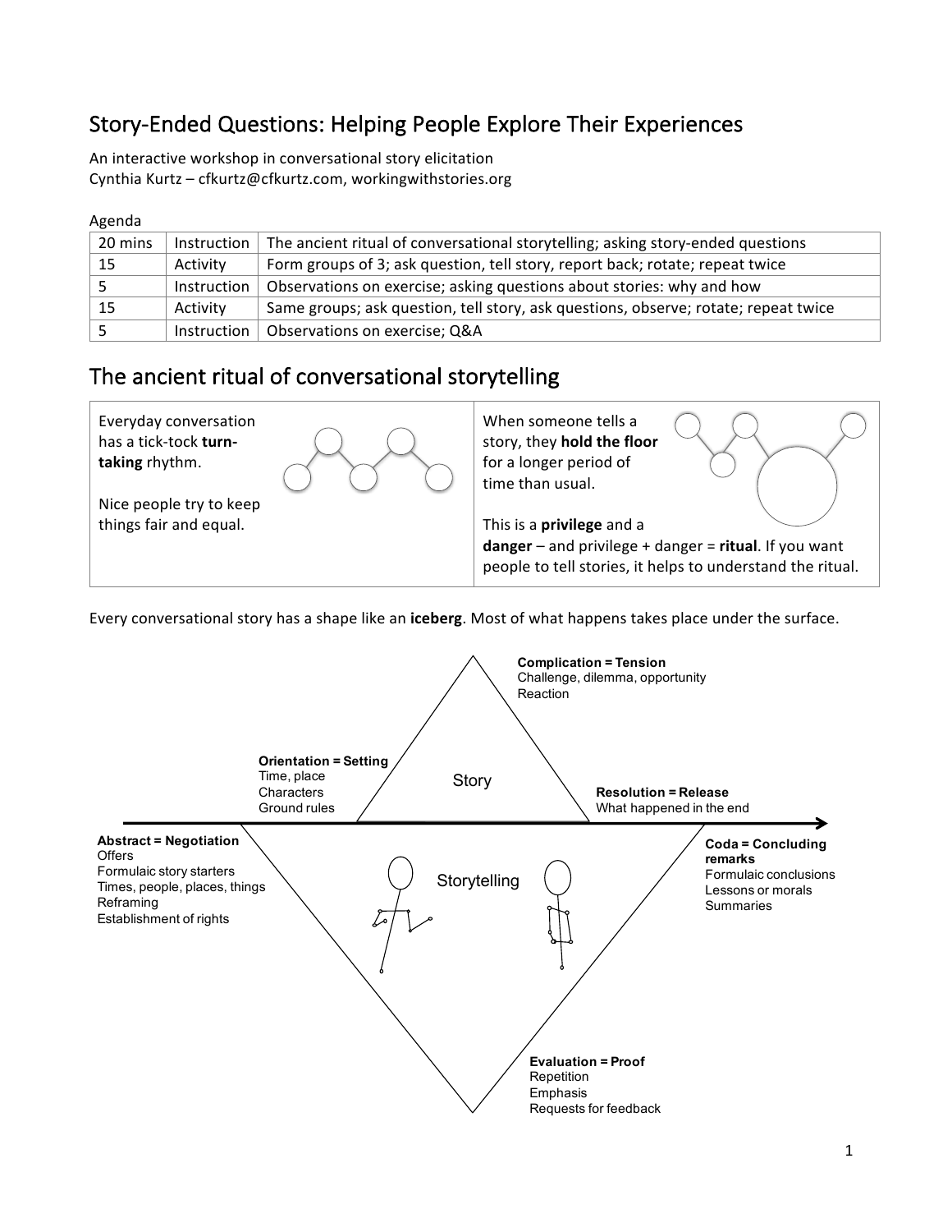# Story-Ended Questions: Helping People Explore Their Experiences

An interactive workshop in conversational story elicitation
Cynthia Kurtz – cfkurtz@cfkurtz.com, workingwithstories.org

Agenda

| | | |
|---|---|---|
| 20 mins | Instruction | The ancient ritual of conversational storytelling; asking story-ended questions |
| 15 | Activity | Form groups of 3; ask question, tell story, report back; rotate; repeat twice |
| 5 | Instruction | Observations on exercise; asking questions about stories: why and how |
| 15 | Activity | Same groups; ask question, tell story, ask questions, observe; rotate; repeat twice |
| 5 | Instruction | Observations on exercise; Q&A |

## The ancient ritual of conversational storytelling

Everyday conversation has a tick-tock **turn-taking** rhythm.

Nice people try to keep things fair and equal.

When someone tells a story, they **hold the floor** for a longer period of time than usual.

This is a **privilege** and a **danger** – and privilege + danger = **ritual**. If you want people to tell stories, it helps to understand the ritual.

Every conversational story has a shape like an **iceberg**. Most of what happens takes place under the surface.

**Complication = Tension**
Challenge, dilemma, opportunity
Reaction

**Orientation = Setting**
Time, place
Characters
Ground rules

Story

**Resolution = Release**
What happened in the end

**Abstract = Negotiation**
Offers
Formulaic story starters
Times, people, places, things
Reframing
Establishment of rights

Storytelling

**Coda = Concluding remarks**
Formulaic conclusions
Lessons or morals
Summaries

**Evaluation = Proof**
Repetition
Emphasis
Requests for feedback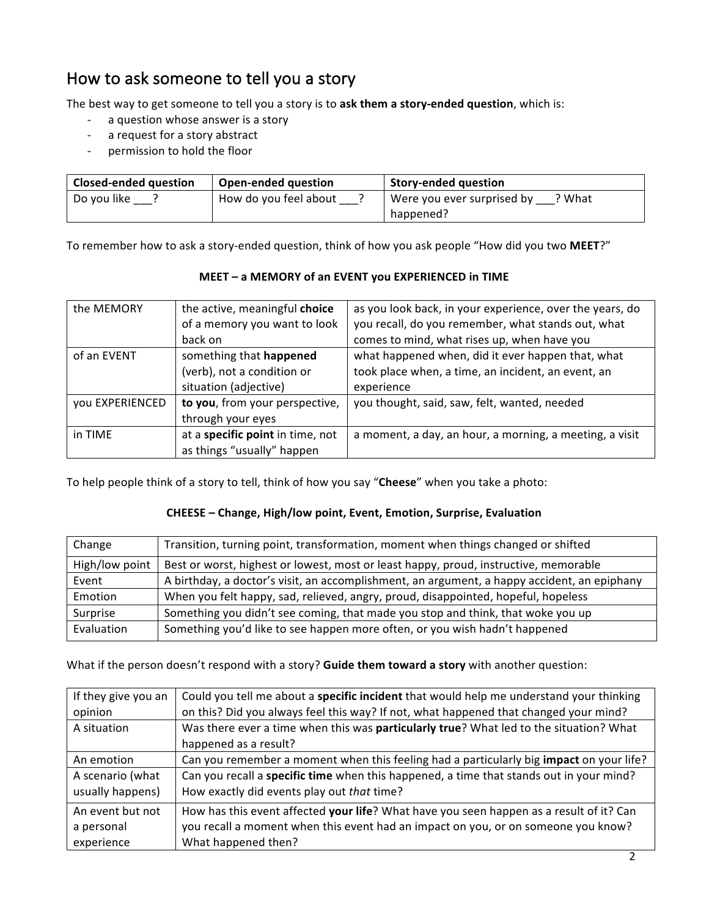## How to ask someone to tell you a story

The best way to get someone to tell you a story is to **ask them a story-ended question**, which is:

- a question whose answer is a story
- a request for a story abstract
- permission to hold the floor

| Closed-ended question | Open-ended question | Story-ended question |
|---|---|---|
| Do you like ___? | How do you feel about ___? | Were you ever surprised by ___? What happened? |

To remember how to ask a story-ended question, think of how you ask people "How did you two **MEET**?"

**MEET – a MEMORY of an EVENT you EXPERIENCED in TIME**

| | | |
|---|---|---|
| the MEMORY | the active, meaningful **choice** of a memory you want to look back on | as you look back, in your experience, over the years, do you recall, do you remember, what stands out, what comes to mind, what rises up, when have you |
| of an EVENT | something that **happened** (verb), not a condition or situation (adjective) | what happened when, did it ever happen that, what took place when, a time, an incident, an event, an experience |
| you EXPERIENCED | **to you**, from your perspective, through your eyes | you thought, said, saw, felt, wanted, needed |
| in TIME | at a **specific point** in time, not as things "usually" happen | a moment, a day, an hour, a morning, a meeting, a visit |

To help people think of a story to tell, think of how you say "**Cheese**" when you take a photo:

**CHEESE – Change, High/low point, Event, Emotion, Surprise, Evaluation**

| | |
|---|---|
| Change | Transition, turning point, transformation, moment when things changed or shifted |
| High/low point | Best or worst, highest or lowest, most or least happy, proud, instructive, memorable |
| Event | A birthday, a doctor's visit, an accomplishment, an argument, a happy accident, an epiphany |
| Emotion | When you felt happy, sad, relieved, angry, proud, disappointed, hopeful, hopeless |
| Surprise | Something you didn't see coming, that made you stop and think, that woke you up |
| Evaluation | Something you'd like to see happen more often, or you wish hadn't happened |

What if the person doesn't respond with a story? **Guide them toward a story** with another question:

| | |
|---|---|
| If they give you an opinion | Could you tell me about a **specific incident** that would help me understand your thinking on this? Did you always feel this way? If not, what happened that changed your mind? |
| A situation | Was there ever a time when this was **particularly true**? What led to the situation? What happened as a result? |
| An emotion | Can you remember a moment when this feeling had a particularly big **impact** on your life? |
| A scenario (what usually happens) | Can you recall a **specific time** when this happened, a time that stands out in your mind? How exactly did events play out *that* time? |
| An event but not a personal experience | How has this event affected **your life**? What have you seen happen as a result of it? Can you recall a moment when this event had an impact on you, or on someone you know? What happened then? |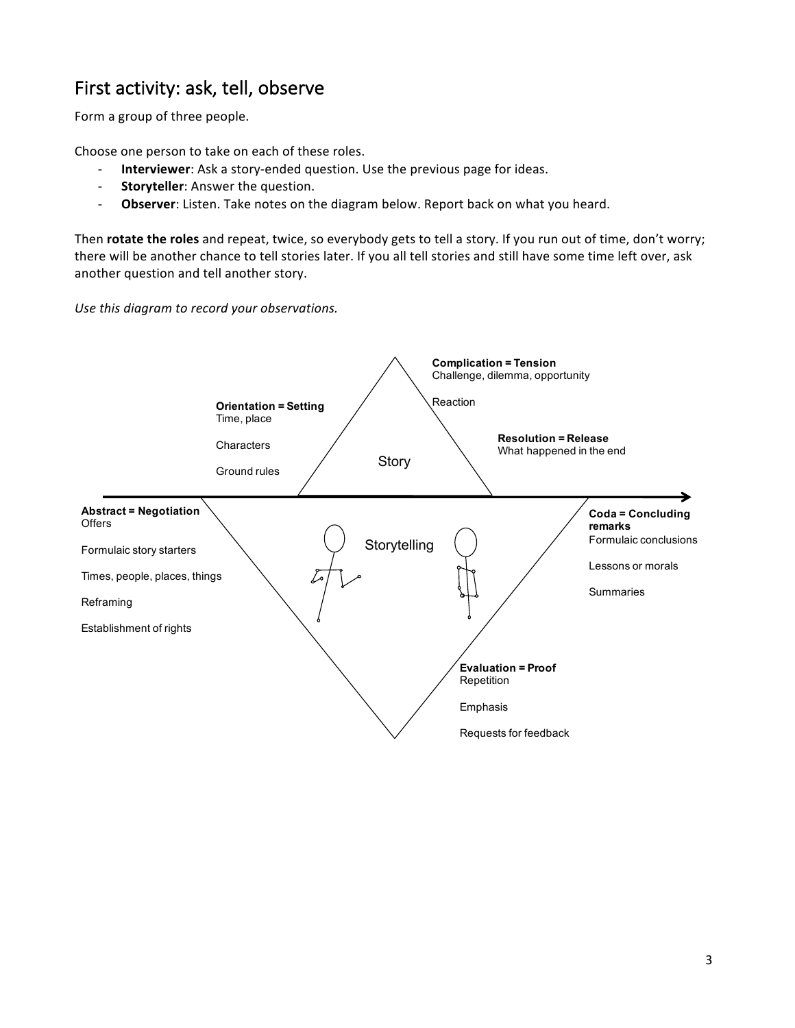## First activity: ask, tell, observe

Form a group of three people.

Choose one person to take on each of these roles.

- **Interviewer**: Ask a story-ended question. Use the previous page for ideas.
- **Storyteller**: Answer the question.
- **Observer**: Listen. Take notes on the diagram below. Report back on what you heard.

Then **rotate the roles** and repeat, twice, so everybody gets to tell a story. If you run out of time, don't worry; there will be another chance to tell stories later. If you all tell stories and still have some time left over, ask another question and tell another story.

*Use this diagram to record your observations.*

**Story**

**Orientation = Setting**
Time, place

Characters

Ground rules

**Complication = Tension**
Challenge, dilemma, opportunity

Reaction

**Resolution = Release**
What happened in the end

**Storytelling**

**Abstract = Negotiation**
Offers

Formulaic story starters

Times, people, places, things

Reframing

Establishment of rights

**Evaluation = Proof**
Repetition

Emphasis

Requests for feedback

**Coda = Concluding remarks**
Formulaic conclusions

Lessons or morals

Summaries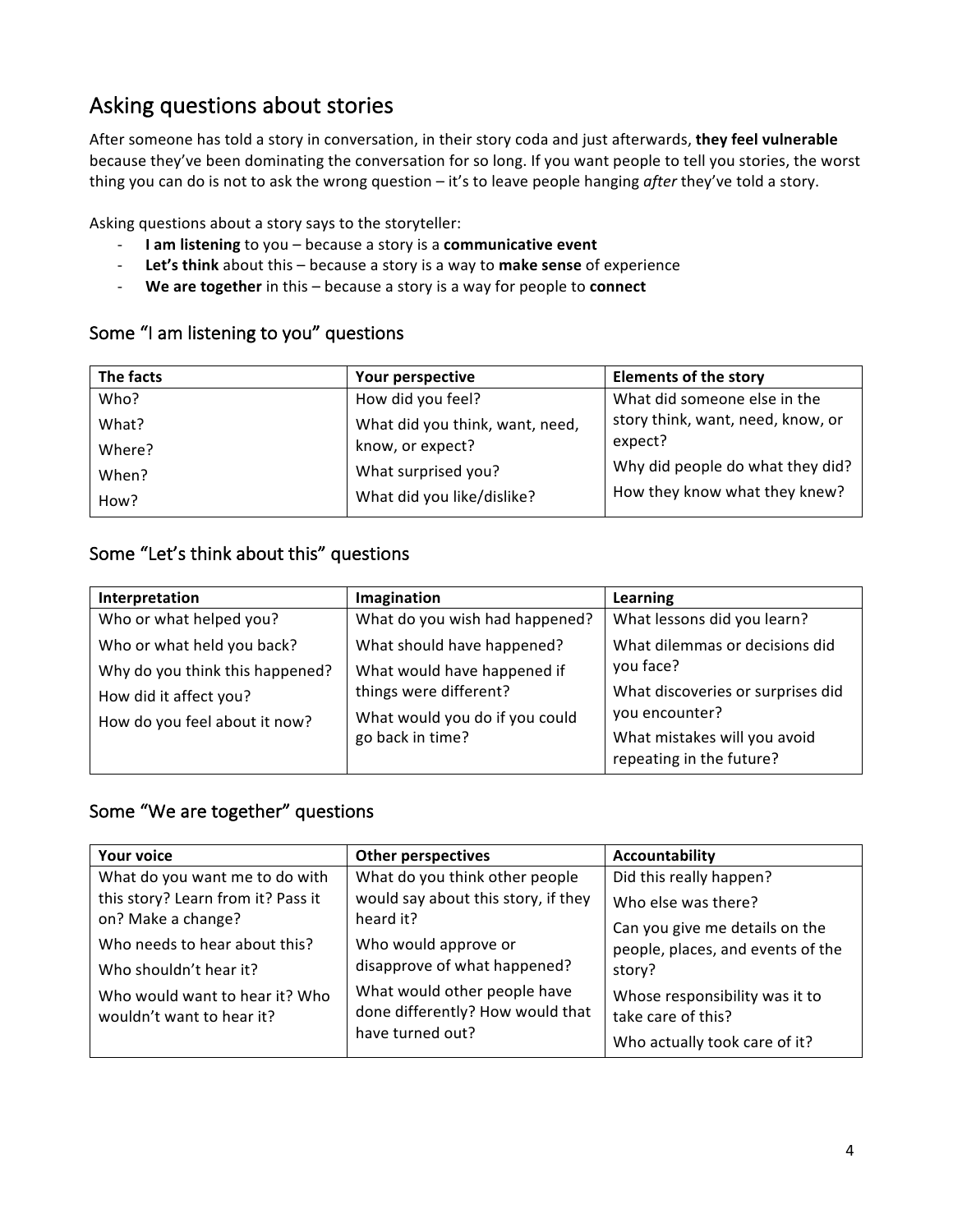## Asking questions about stories

After someone has told a story in conversation, in their story coda and just afterwards, **they feel vulnerable** because they've been dominating the conversation for so long. If you want people to tell you stories, the worst thing you can do is not to ask the wrong question – it's to leave people hanging *after* they've told a story.

Asking questions about a story says to the storyteller:

- **I am listening** to you – because a story is a **communicative event**
- **Let's think** about this – because a story is a way to **make sense** of experience
- **We are together** in this – because a story is a way for people to **connect**

### Some "I am listening to you" questions

| **The facts** | **Your perspective** | **Elements of the story** |
|---|---|---|
| Who?<br>What?<br>Where?<br>When?<br>How? | How did you feel?<br>What did you think, want, need, know, or expect?<br>What surprised you?<br>What did you like/dislike? | What did someone else in the story think, want, need, know, or expect?<br>Why did people do what they did?<br>How they know what they knew? |

### Some "Let's think about this" questions

| **Interpretation** | **Imagination** | **Learning** |
|---|---|---|
| Who or what helped you?<br>Who or what held you back?<br>Why do you think this happened?<br>How did it affect you?<br>How do you feel about it now? | What do you wish had happened?<br>What should have happened?<br>What would have happened if things were different?<br>What would you do if you could go back in time? | What lessons did you learn?<br>What dilemmas or decisions did you face?<br>What discoveries or surprises did you encounter?<br>What mistakes will you avoid repeating in the future? |

### Some "We are together" questions

| **Your voice** | **Other perspectives** | **Accountability** |
|---|---|---|
| What do you want me to do with this story? Learn from it? Pass it on? Make a change?<br>Who needs to hear about this?<br>Who shouldn't hear it?<br>Who would want to hear it? Who wouldn't want to hear it? | What do you think other people would say about this story, if they heard it?<br>Who would approve or disapprove of what happened?<br>What would other people have done differently? How would that have turned out? | Did this really happen?<br>Who else was there?<br>Can you give me details on the people, places, and events of the story?<br>Whose responsibility was it to take care of this?<br>Who actually took care of it? |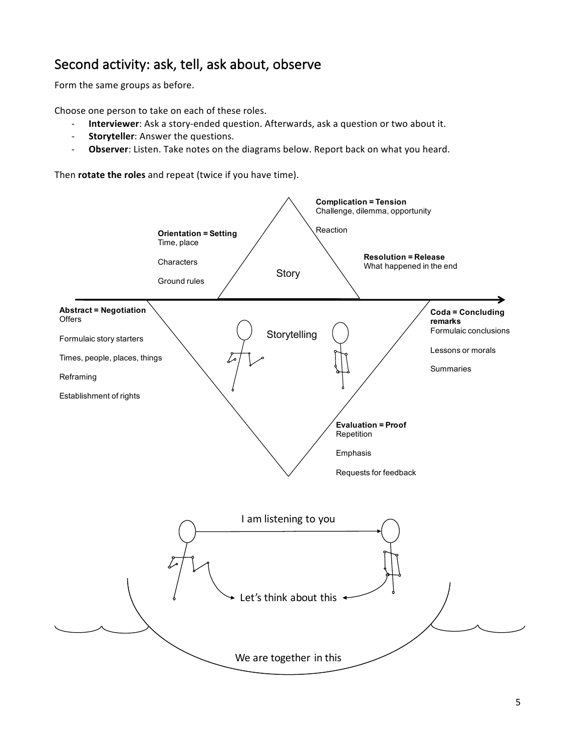## Second activity: ask, tell, ask about, observe

Form the same groups as before.

Choose one person to take on each of these roles.

- **Interviewer**: Ask a story-ended question. Afterwards, ask a question or two about it.
- **Storyteller**: Answer the questions.
- **Observer**: Listen. Take notes on the diagrams below. Report back on what you heard.

Then **rotate the roles** and repeat (twice if you have time).

**Orientation = Setting**
Time, place

Characters

Ground rules

Story

**Complication = Tension**
Challenge, dilemma, opportunity

Reaction

**Resolution = Release**
What happened in the end

**Abstract = Negotiation**
Offers

Formulaic story starters

Times, people, places, things

Reframing

Establishment of rights

Storytelling

**Coda = Concluding remarks**
Formulaic conclusions

Lessons or morals

Summaries

**Evaluation = Proof**
Repetition

Emphasis

Requests for feedback

I am listening to you

Let's think about this

We are together in this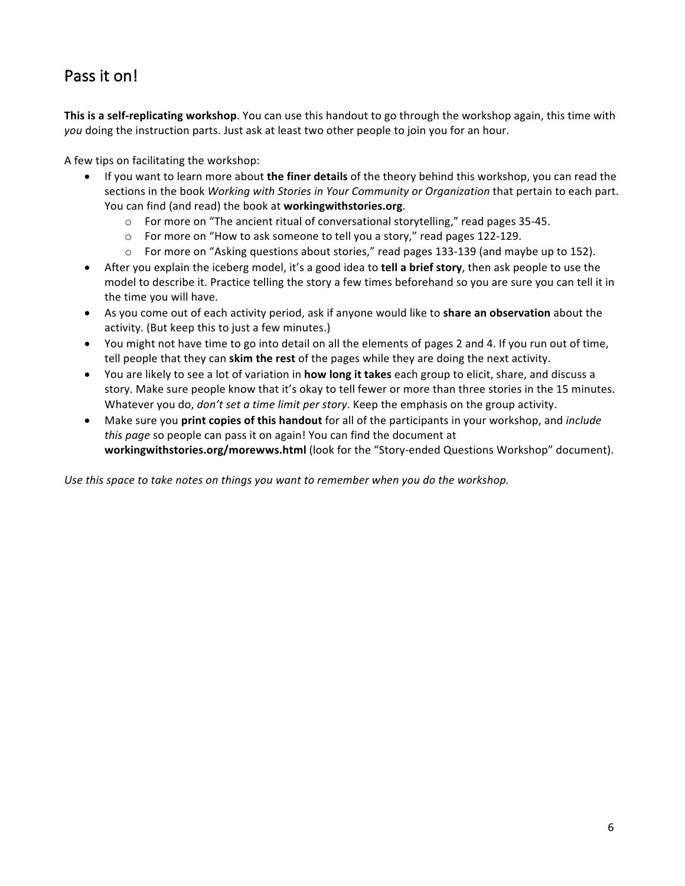## Pass it on!

**This is a self-replicating workshop**. You can use this handout to go through the workshop again, this time with *you* doing the instruction parts. Just ask at least two other people to join you for an hour.

A few tips on facilitating the workshop:

- If you want to learn more about **the finer details** of the theory behind this workshop, you can read the sections in the book *Working with Stories in Your Community or Organization* that pertain to each part. You can find (and read) the book at **workingwithstories.org**.
    - For more on "The ancient ritual of conversational storytelling," read pages 35-45.
    - For more on "How to ask someone to tell you a story," read pages 122-129.
    - For more on "Asking questions about stories," read pages 133-139 (and maybe up to 152).
- After you explain the iceberg model, it's a good idea to **tell a brief story**, then ask people to use the model to describe it. Practice telling the story a few times beforehand so you are sure you can tell it in the time you will have.
- As you come out of each activity period, ask if anyone would like to **share an observation** about the activity. (But keep this to just a few minutes.)
- You might not have time to go into detail on all the elements of pages 2 and 4. If you run out of time, tell people that they can **skim the rest** of the pages while they are doing the next activity.
- You are likely to see a lot of variation in **how long it takes** each group to elicit, share, and discuss a story. Make sure people know that it's okay to tell fewer or more than three stories in the 15 minutes. Whatever you do, *don't set a time limit per story*. Keep the emphasis on the group activity.
- Make sure you **print copies of this handout** for all of the participants in your workshop, and *include this page* so people can pass it on again! You can find the document at **workingwithstories.org/morewws.html** (look for the "Story-ended Questions Workshop" document).

*Use this space to take notes on things you want to remember when you do the workshop.*